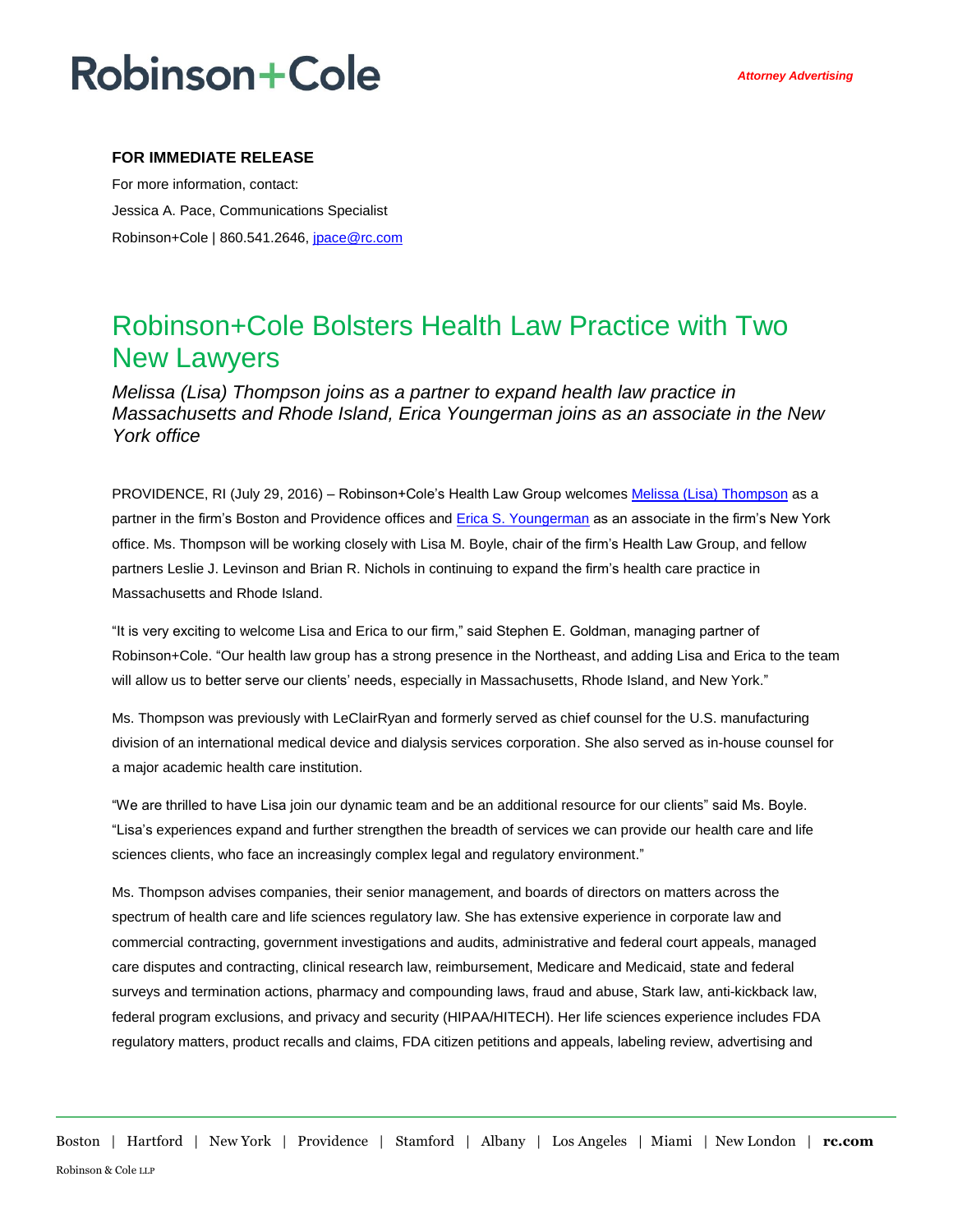Robinson+Cole

*Attorney Advertising*

**FOR IMMEDIATE RELEASE**

For more information, contact:

Jessica A. Pace, Communications Specialist

Robinson+Cole | 860.541.2646, jpace@rc.com

# Robinson+Cole Bolsters Health Law Practice with Two New Lawyers

*Melissa (Lisa) Thompson joins as a partner to expand health law practice in Massachusetts and Rhode Island, Erica Youngerman joins as an associate in the New York office*

PROVIDENCE, RI (July 29, 2016) – Robinson+Cole's Health Law Group welcomes Melissa (Lisa) Thompson as a partner in the firm's Boston and Providence offices and Erica S. Youngerman as an associate in the firm's New York office. Ms. Thompson will be working closely with Lisa M. Boyle, chair of the firm's Health Law Group, and fellow partners Leslie J. Levinson and Brian R. Nichols in continuing to expand the firm's health care practice in Massachusetts and Rhode Island.

"It is very exciting to welcome Lisa and Erica to our firm," said Stephen E. Goldman, managing partner of Robinson+Cole. "Our health law group has a strong presence in the Northeast, and adding Lisa and Erica to the team will allow us to better serve our clients' needs, especially in Massachusetts, Rhode Island, and New York."

Ms. Thompson was previously with LeClairRyan and formerly served as chief counsel for the U.S. manufacturing division of an international medical device and dialysis services corporation. She also served as in-house counsel for a major academic health care institution.

"We are thrilled to have Lisa join our dynamic team and be an additional resource for our clients" said Ms. Boyle. "Lisa's experiences expand and further strengthen the breadth of services we can provide our health care and life sciences clients, who face an increasingly complex legal and regulatory environment."

Ms. Thompson advises companies, their senior management, and boards of directors on matters across the spectrum of health care and life sciences regulatory law. She has extensive experience in corporate law and commercial contracting, government investigations and audits, administrative and federal court appeals, managed care disputes and contracting, clinical research law, reimbursement, Medicare and Medicaid, state and federal surveys and termination actions, pharmacy and compounding laws, fraud and abuse, Stark law, anti-kickback law, federal program exclusions, and privacy and security (HIPAA/HITECH). Her life sciences experience includes FDA regulatory matters, product recalls and claims, FDA citizen petitions and appeals, labeling review, advertising and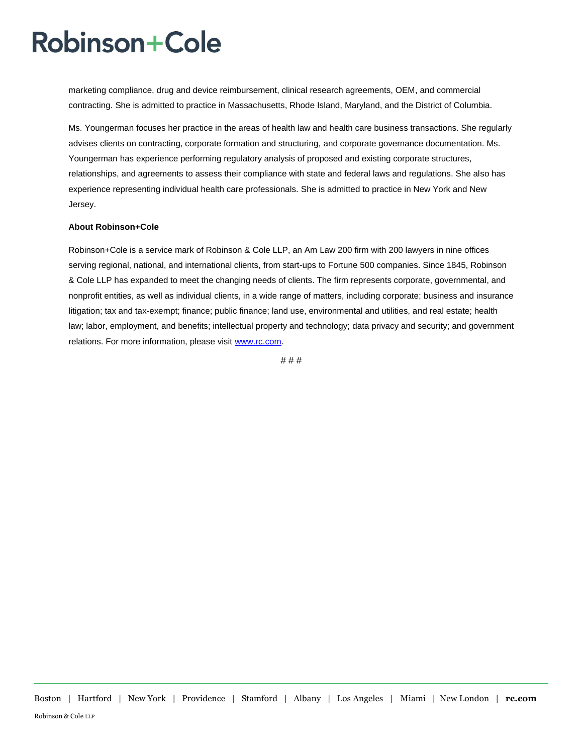marketing compliance, drug and device reimbursement, clinical research agreements, OEM, and commercial contracting. She is admitted to practice in Massachusetts, Rhode Island, Maryland, and the District of Columbia.

Ms. Youngerman focuses her practice in the areas of health law and health care business transactions. She regularly advises clients on contracting, corporate formation and structuring, and corporate governance documentation. Ms. Youngerman has experience performing regulatory analysis of proposed and existing corporate structures, relationships, and agreements to assess their compliance with state and federal laws and regulations. She also has experience representing individual health care professionals. She is admitted to practice in New York and New Jersey.

**About Robinson+Cole**

Robinson+Cole is a service mark of Robinson & Cole LLP, an Am Law 200 firm with 200 lawyers in nine offices serving regional, national, and international clients, from start-ups to Fortune 500 companies. Since 1845, Robinson & Cole LLP has expanded to meet the changing needs of clients. The firm represents corporate, governmental, and nonprofit entities, as well as individual clients, in a wide range of matters, including corporate; business and insurance litigation; tax and tax-exempt; finance; public finance; land use, environmental and utilities, and real estate; health law; labor, employment, and benefits; intellectual property and technology; data privacy and security; and government relations. For more information, please visit [www.rc.com](http://www.rc.com).

# # #